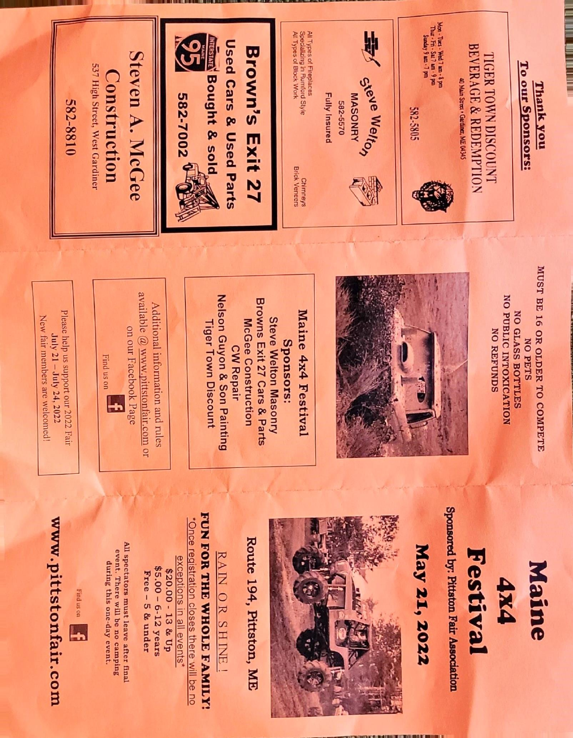# Maine 4x4 Festival

**Sponsored by: Pittston Fair Association**

## May 21, 2022

**Route 194, Pittston, ME**

RAIN OR SHINE!

**FUN FOR THE WHOLE FAMILY!**

*Once registration closes there will be no exceptions in all events*

$20.00 - 13 & Up
$5.00 - 6-12 years
Free - 5 & under

All spectators must leave after final event. There will be no camping during this one-day event.

Find us on Facebook

**www.pittstonfair.com**

---

MUST BE 16 OR OLDER TO COMPETE
NO PETS
NO GLASS BOTTLES
NO PUBLIC INTOXICATION
NO REFUNDS

### Maine 4x4 Festival Sponsors:

Steve Welton Masonry
Browns Exit 27 Cars & Parts
McGee Construction
CW Repair
Nelson Guyon & Son Painting
Tiger Town Discount

Additional information and rules available @ www.pittstonfair.com or on our Facebook Page

Find us on Facebook

Please help us support our 2022 Fair
July 21 – July 24, 2022
New fair members are welcomed!

---

## Thank you To our Sponsors:

**TIGER TOWN DISCOUNT BEVERAGE & REDEMPTION**
40 Main Street • Gardiner, ME 04345
Mon - Tues - Wed 7 am - 8 pm
Thur - Fri - Sat 7 am - 9 pm
Sunday 9 am - 7 pm
582-5805

**Steve Welton MASONRY**
582-5570
Fully Insured
All Types of Fireplaces
Specializing in Rumford Style
All Types of Block Work
Chimneys
Brick Veneers

**Brown's Exit 27**
**Used Cars & Used Parts**
**Bought & sold**
**582-7002**

**Steven A. McGee Construction**
537 High Street, West Gardiner
582-8810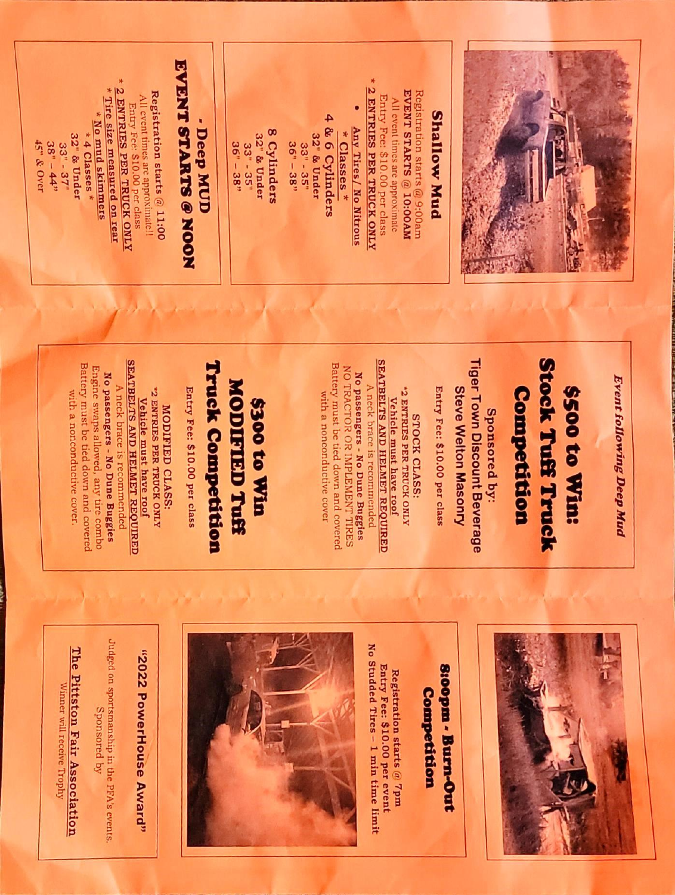## Shallow Mud

Registration starts @ 9:00am
**EVENT STARTS @ 10:00AM**
All event times are approximate
Entry Fee: $10.00 per class
*** 2 ENTRIES PER TRUCK ONLY**

- **Any Tires/ No Nitrous**

**\* Classes \***

**4 & 6 Cylinders**
32" & Under
33" - 35"
36" – 38"

**8 Cylinders**
32" & Under
33" - 35"
36" – 38"

## - Deep MUD
## EVENT STARTS @ NOON

Registration starts @ 11:00
All event times are approximate!
Entry Fee: $10.00 per class
*** 2 ENTRIES PER TRUCK ONLY**
*** Tire size measured on rear**
**\* No mud skimmers**
**\* 4 Classes \***
32" & Under
33" - 37"
38" - 44"
45" & Over

*Event following Deep Mud*

## $500 to Win: Stock Tuff Truck Competition

Sponsored by:
Tiger Town Discount Beverage
Steve Welton Masonry

Entry Fee: $10.00 per class

STOCK CLASS:
*2 ENTRIES PER TRUCK ONLY
Vehicle must have roof
**SEATBELTS AND HELMET REQUIRED**
A neck brace is recommended
**No passengers - No Dune Buggies**
NO TRACTOR OR IMPLEMENT TIRES
Battery must be tied down and covered with a nonconductive cover

## $300 to Win MODIFIED Tuff Truck Competition

Entry Fee: $10.00 per class

MODIFIED CLASS:
*2 ENTRIES PER TRUCK ONLY
Vehicle must have roof
**SEATBELTS AND HELMET REQUIRED**
A neck brace is recommended
**No passengers - No Dune Buggies**
Engine swaps allowed, any tire combo
Battery must be tied down and covered with a nonconductive cover.

## 8:00pm - Burn-Out Competition

Registration starts @ 7pm
Entry Fee: $10.00 per event
No Studded Tires – 1 min time limit

## "2022 PowerHouse Award"

Judged on sportsmanship in the PFA's events.
Sponsored by
**The Pittston Fair Association**
Winner will receive Trophy